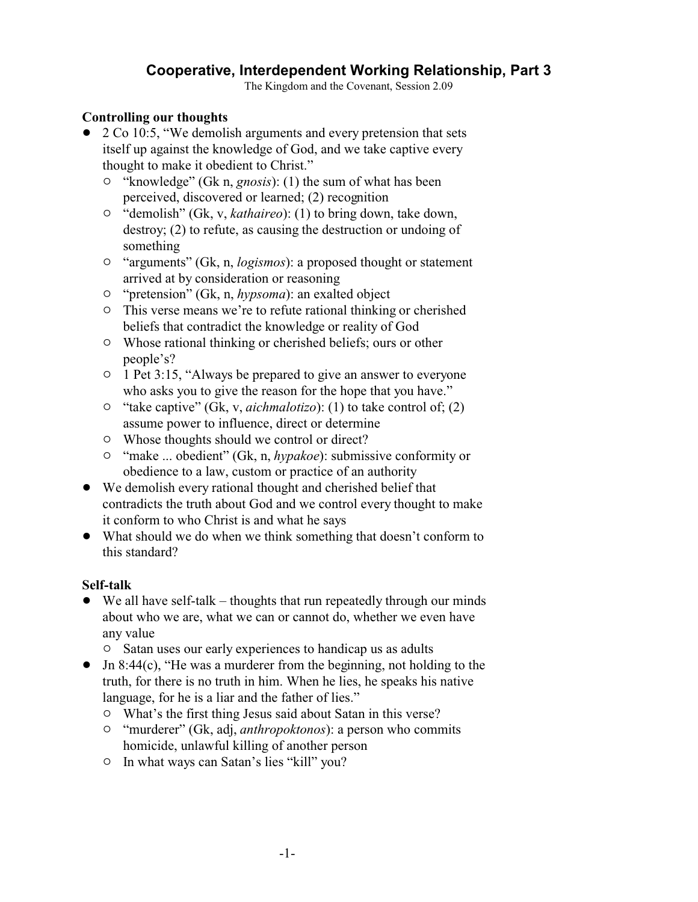# Cooperative, Interdependent Working Relationship, Part 3

The Kingdom and the Covenant, Session 2.09

## Controlling our thoughts

- 2 Co 10:5, "We demolish arguments and every pretension that sets itself up against the knowledge of God, and we take captive every thought to make it obedient to Christ."
  - "knowledge" (Gk n, *gnosis*): (1) the sum of what has been perceived, discovered or learned; (2) recognition
  - "demolish" (Gk, v, *kathaireo*): (1) to bring down, take down, destroy; (2) to refute, as causing the destruction or undoing of something
  - "arguments" (Gk, n, *logismos*): a proposed thought or statement arrived at by consideration or reasoning
  - "pretension" (Gk, n, *hypsoma*): an exalted object
  - This verse means we're to refute rational thinking or cherished beliefs that contradict the knowledge or reality of God
  - Whose rational thinking or cherished beliefs; ours or other people's?
  - 1 Pet 3:15, "Always be prepared to give an answer to everyone who asks you to give the reason for the hope that you have."
  - "take captive" (Gk, v, *aichmalotizo*): (1) to take control of; (2) assume power to influence, direct or determine
  - Whose thoughts should we control or direct?
  - "make ... obedient" (Gk, n, *hypakoe*): submissive conformity or obedience to a law, custom or practice of an authority
- We demolish every rational thought and cherished belief that contradicts the truth about God and we control every thought to make it conform to who Christ is and what he says
- What should we do when we think something that doesn't conform to this standard?

## Self-talk

- We all have self-talk – thoughts that run repeatedly through our minds about who we are, what we can or cannot do, whether we even have any value
  - Satan uses our early experiences to handicap us as adults
- Jn 8:44(c), "He was a murderer from the beginning, not holding to the truth, for there is no truth in him. When he lies, he speaks his native language, for he is a liar and the father of lies."
  - What's the first thing Jesus said about Satan in this verse?
  - "murderer" (Gk, adj, *anthropoktonos*): a person who commits homicide, unlawful killing of another person
  - In what ways can Satan's lies "kill" you?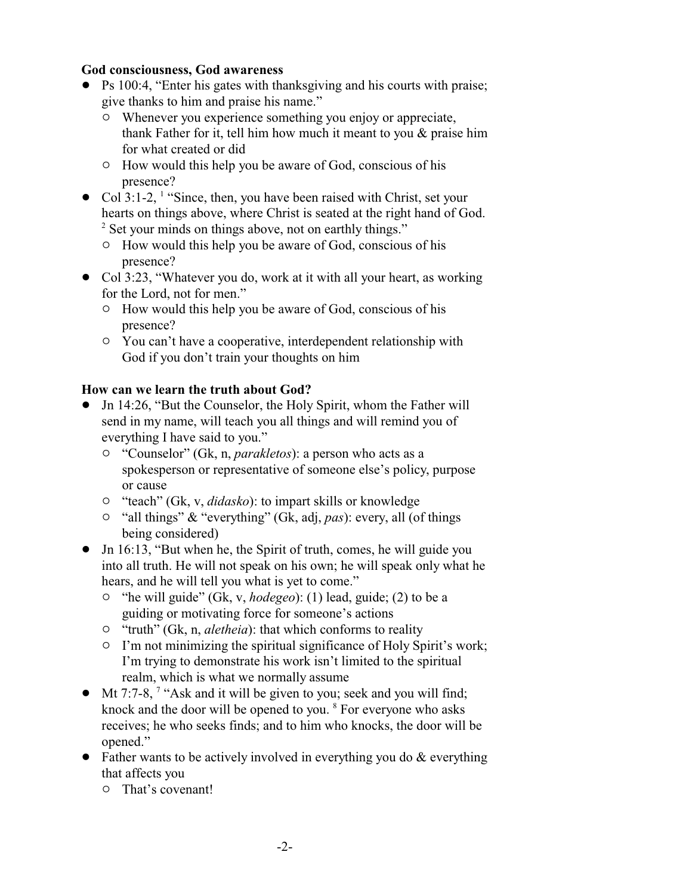**God consciousness, God awareness**

- Ps 100:4, "Enter his gates with thanksgiving and his courts with praise; give thanks to him and praise his name."
  - Whenever you experience something you enjoy or appreciate, thank Father for it, tell him how much it meant to you & praise him for what created or did
  - How would this help you be aware of God, conscious of his presence?
- Col 3:1-2, [1] "Since, then, you have been raised with Christ, set your hearts on things above, where Christ is seated at the right hand of God. [2] Set your minds on things above, not on earthly things."
  - How would this help you be aware of God, conscious of his presence?
- Col 3:23, "Whatever you do, work at it with all your heart, as working for the Lord, not for men."
  - How would this help you be aware of God, conscious of his presence?
  - You can't have a cooperative, interdependent relationship with God if you don't train your thoughts on him

**How can we learn the truth about God?**

- Jn 14:26, "But the Counselor, the Holy Spirit, whom the Father will send in my name, will teach you all things and will remind you of everything I have said to you."
  - "Counselor" (Gk, n, *parakletos*): a person who acts as a spokesperson or representative of someone else's policy, purpose or cause
  - "teach" (Gk, v, *didasko*): to impart skills or knowledge
  - "all things" & "everything" (Gk, adj, *pas*): every, all (of things being considered)
- Jn 16:13, "But when he, the Spirit of truth, comes, he will guide you into all truth. He will not speak on his own; he will speak only what he hears, and he will tell you what is yet to come."
  - "he will guide" (Gk, v, *hodegeo*): (1) lead, guide; (2) to be a guiding or motivating force for someone's actions
  - "truth" (Gk, n, *aletheia*): that which conforms to reality
  - I'm not minimizing the spiritual significance of Holy Spirit's work; I'm trying to demonstrate his work isn't limited to the spiritual realm, which is what we normally assume
- Mt 7:7-8, [7] "Ask and it will be given to you; seek and you will find; knock and the door will be opened to you. [8] For everyone who asks receives; he who seeks finds; and to him who knocks, the door will be opened."
- Father wants to be actively involved in everything you do & everything that affects you
  - That's covenant!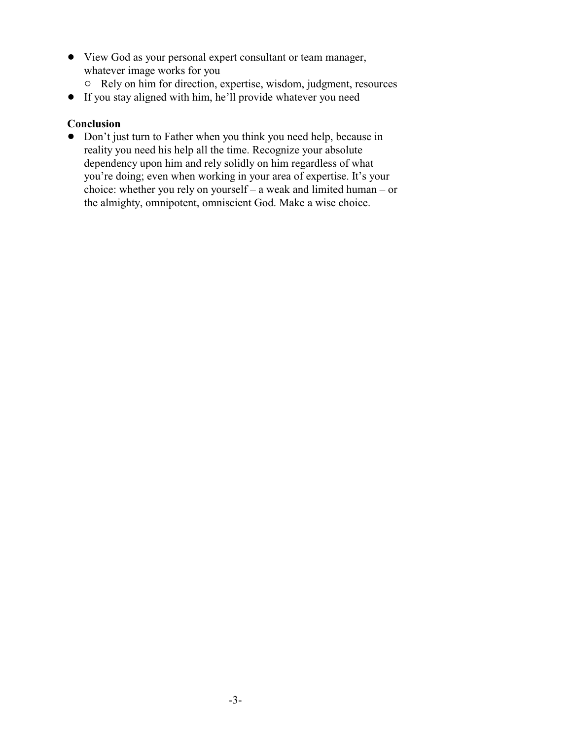- View God as your personal expert consultant or team manager, whatever image works for you
    - Rely on him for direction, expertise, wisdom, judgment, resources
- If you stay aligned with him, he'll provide whatever you need

**Conclusion**

- Don't just turn to Father when you think you need help, because in reality you need his help all the time. Recognize your absolute dependency upon him and rely solidly on him regardless of what you're doing; even when working in your area of expertise. It's your choice: whether you rely on yourself – a weak and limited human – or the almighty, omnipotent, omniscient God. Make a wise choice.